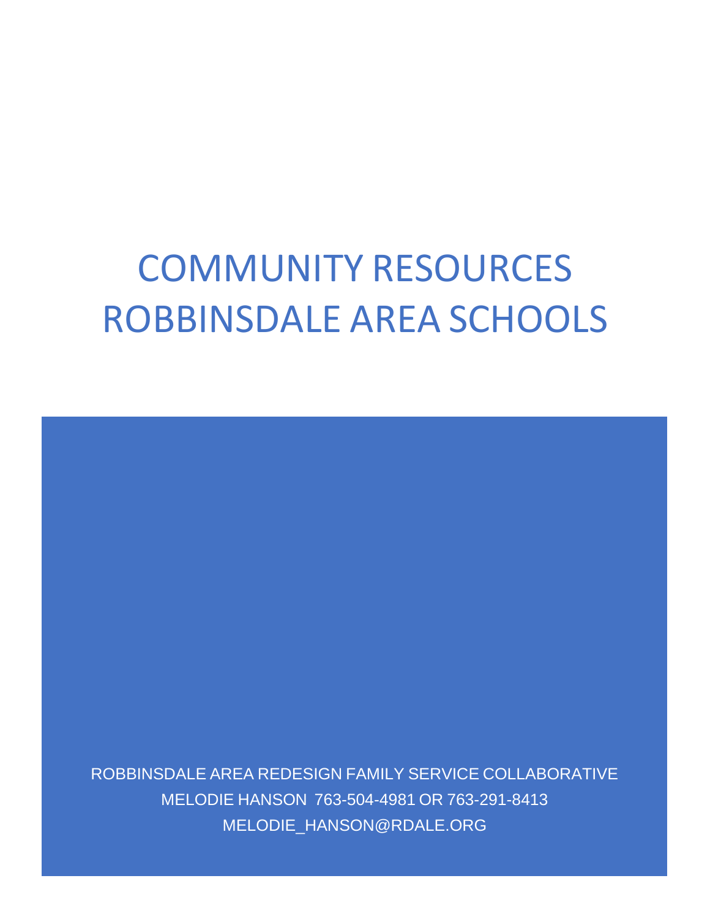# COMMUNITY RESOURCES
# ROBBINSDALE AREA SCHOOLS

ROBBINSDALE AREA REDESIGN FAMILY SERVICE COLLABORATIVE

MELODIE HANSON 763-504-4981 OR 763-291-8413

MELODIE_HANSON@RDALE.ORG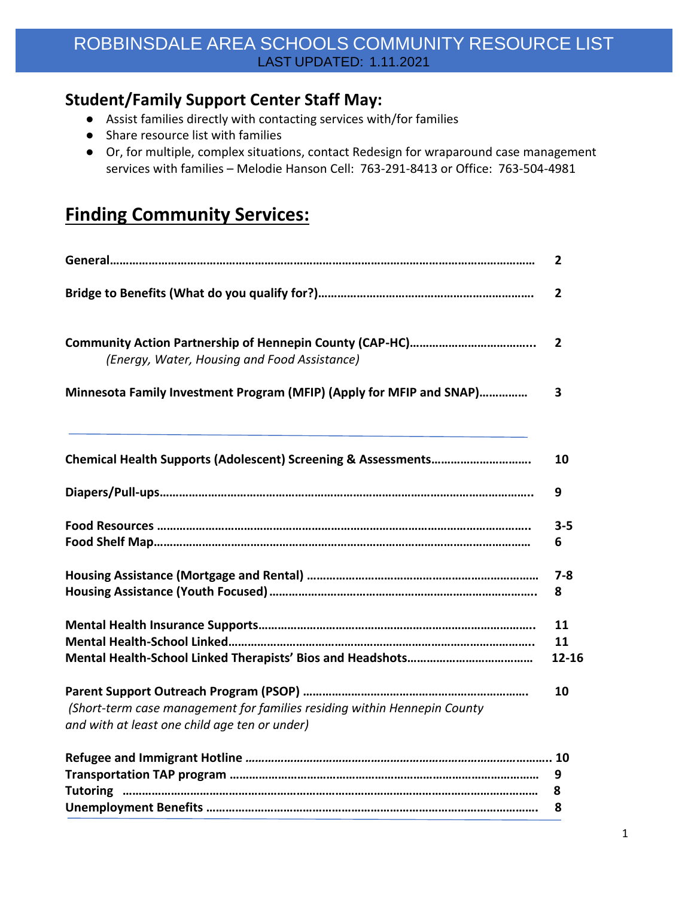# ROBBINSDALE AREA SCHOOLS COMMUNITY RESOURCE LIST

LAST UPDATED: 1.11.2021

## Student/Family Support Center Staff May:

- Assist families directly with contacting services with/for families
- Share resource list with families
- Or, for multiple, complex situations, contact Redesign for wraparound case management services with families – Melodie Hanson Cell: 763-291-8413 or Office: 763-504-4981

## Finding Community Services:

| | |
|---|---|
| **General** | **2** |
| **Bridge to Benefits (What do you qualify for?)** | **2** |
| **Community Action Partnership of Hennepin County (CAP-HC)** *(Energy, Water, Housing and Food Assistance)* | **2** |
| **Minnesota Family Investment Program (MFIP) (Apply for MFIP and SNAP)** | **3** |
| **Chemical Health Supports (Adolescent) Screening & Assessments** | **10** |
| **Diapers/Pull-ups** | **9** |
| **Food Resources** | **3-5** |
| **Food Shelf Map** | **6** |
| **Housing Assistance (Mortgage and Rental)** | **7-8** |
| **Housing Assistance (Youth Focused)** | **8** |
| **Mental Health Insurance Supports** | **11** |
| **Mental Health-School Linked** | **11** |
| **Mental Health-School Linked Therapists' Bios and Headshots** | **12-16** |
| **Parent Support Outreach Program (PSOP)** *(Short-term case management for families residing within Hennepin County and with at least one child age ten or under)* | **10** |
| **Refugee and Immigrant Hotline** | **10** |
| **Transportation TAP program** | **9** |
| **Tutoring** | **8** |
| **Unemployment Benefits** | **8** |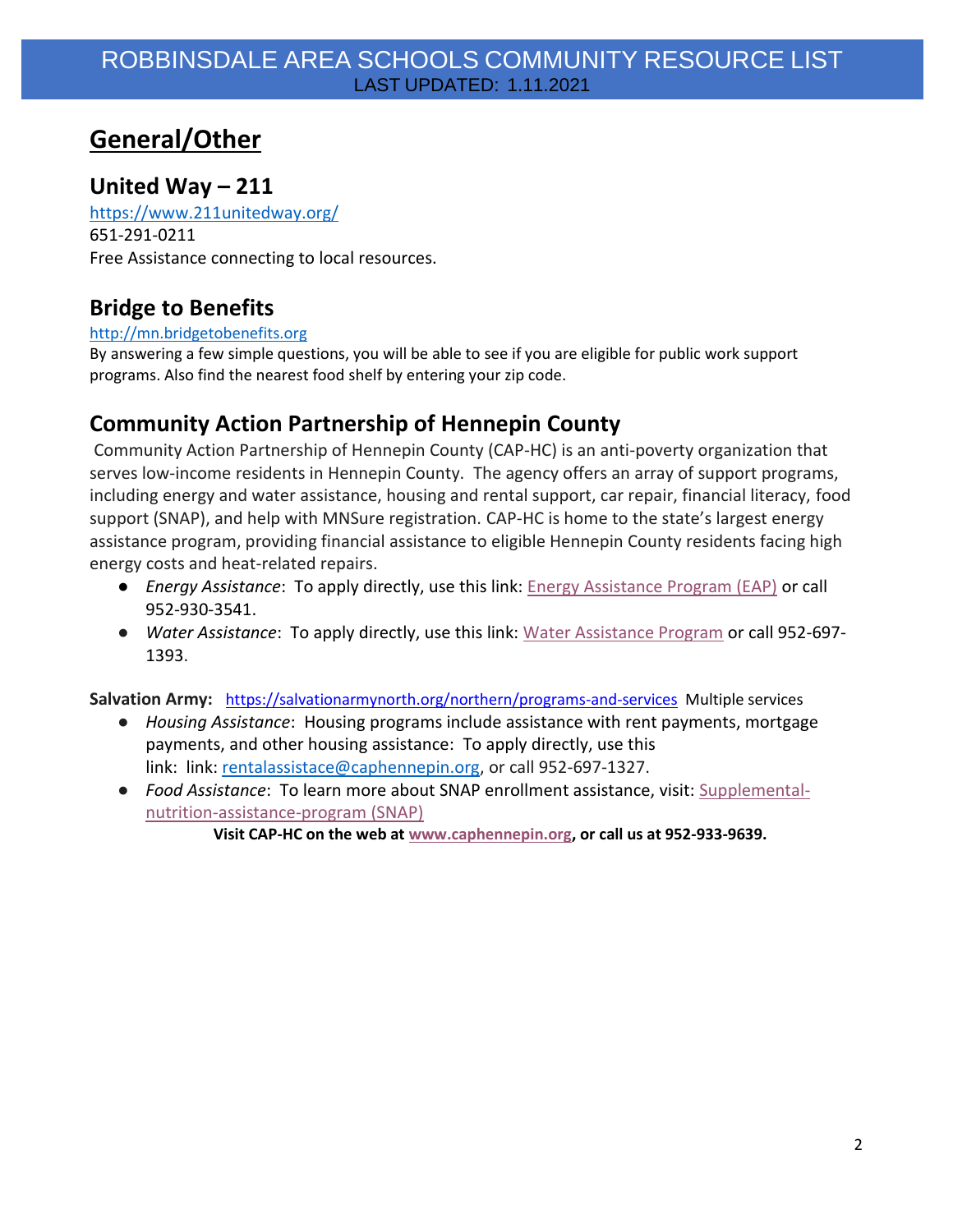# General/Other

## United Way – 211

https://www.211unitedway.org/
651-291-0211
Free Assistance connecting to local resources.

## Bridge to Benefits

http://mn.bridgetobenefits.org
By answering a few simple questions, you will be able to see if you are eligible for public work support programs. Also find the nearest food shelf by entering your zip code.

## Community Action Partnership of Hennepin County

Community Action Partnership of Hennepin County (CAP-HC) is an anti-poverty organization that serves low-income residents in Hennepin County. The agency offers an array of support programs, including energy and water assistance, housing and rental support, car repair, financial literacy, food support (SNAP), and help with MNSure registration. CAP-HC is home to the state's largest energy assistance program, providing financial assistance to eligible Hennepin County residents facing high energy costs and heat-related repairs.

- *Energy Assistance*: To apply directly, use this link: Energy Assistance Program (EAP) or call 952-930-3541.
- *Water Assistance*: To apply directly, use this link: Water Assistance Program or call 952-697-1393.

**Salvation Army:** https://salvationarmynorth.org/northern/programs-and-services Multiple services

- *Housing Assistance*: Housing programs include assistance with rent payments, mortgage payments, and other housing assistance: To apply directly, use this link: link: rentalassistace@caphennepin.org, or call 952-697-1327.
- *Food Assistance*: To learn more about SNAP enrollment assistance, visit: Supplemental-nutrition-assistance-program (SNAP)

**Visit CAP-HC on the web at www.caphennepin.org, or call us at 952-933-9639.**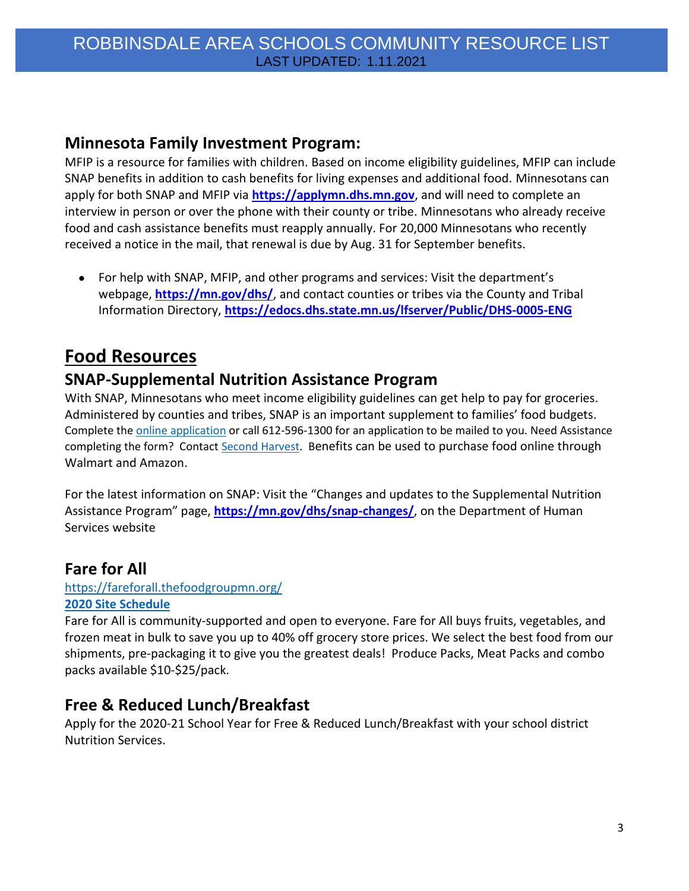## Minnesota Family Investment Program:

MFIP is a resource for families with children. Based on income eligibility guidelines, MFIP can include SNAP benefits in addition to cash benefits for living expenses and additional food. Minnesotans can apply for both SNAP and MFIP via **https://applymn.dhs.mn.gov**, and will need to complete an interview in person or over the phone with their county or tribe. Minnesotans who already receive food and cash assistance benefits must reapply annually. For 20,000 Minnesotans who recently received a notice in the mail, that renewal is due by Aug. 31 for September benefits.

- For help with SNAP, MFIP, and other programs and services: Visit the department's webpage, **https://mn.gov/dhs/**, and contact counties or tribes via the County and Tribal Information Directory, **https://edocs.dhs.state.mn.us/lfserver/Public/DHS-0005-ENG**

# Food Resources

## SNAP-Supplemental Nutrition Assistance Program

With SNAP, Minnesotans who meet income eligibility guidelines can get help to pay for groceries. Administered by counties and tribes, SNAP is an important supplement to families' food budgets. Complete the online application or call 612-596-1300 for an application to be mailed to you. Need Assistance completing the form? Contact Second Harvest. Benefits can be used to purchase food online through Walmart and Amazon.

For the latest information on SNAP: Visit the "Changes and updates to the Supplemental Nutrition Assistance Program" page, **https://mn.gov/dhs/snap-changes/**, on the Department of Human Services website

## Fare for All

https://fareforall.thefoodgroupmn.org/

**2020 Site Schedule**

Fare for All is community-supported and open to everyone. Fare for All buys fruits, vegetables, and frozen meat in bulk to save you up to 40% off grocery store prices. We select the best food from our shipments, pre-packaging it to give you the greatest deals! Produce Packs, Meat Packs and combo packs available $10-$25/pack.

## Free & Reduced Lunch/Breakfast

Apply for the 2020-21 School Year for Free & Reduced Lunch/Breakfast with your school district Nutrition Services.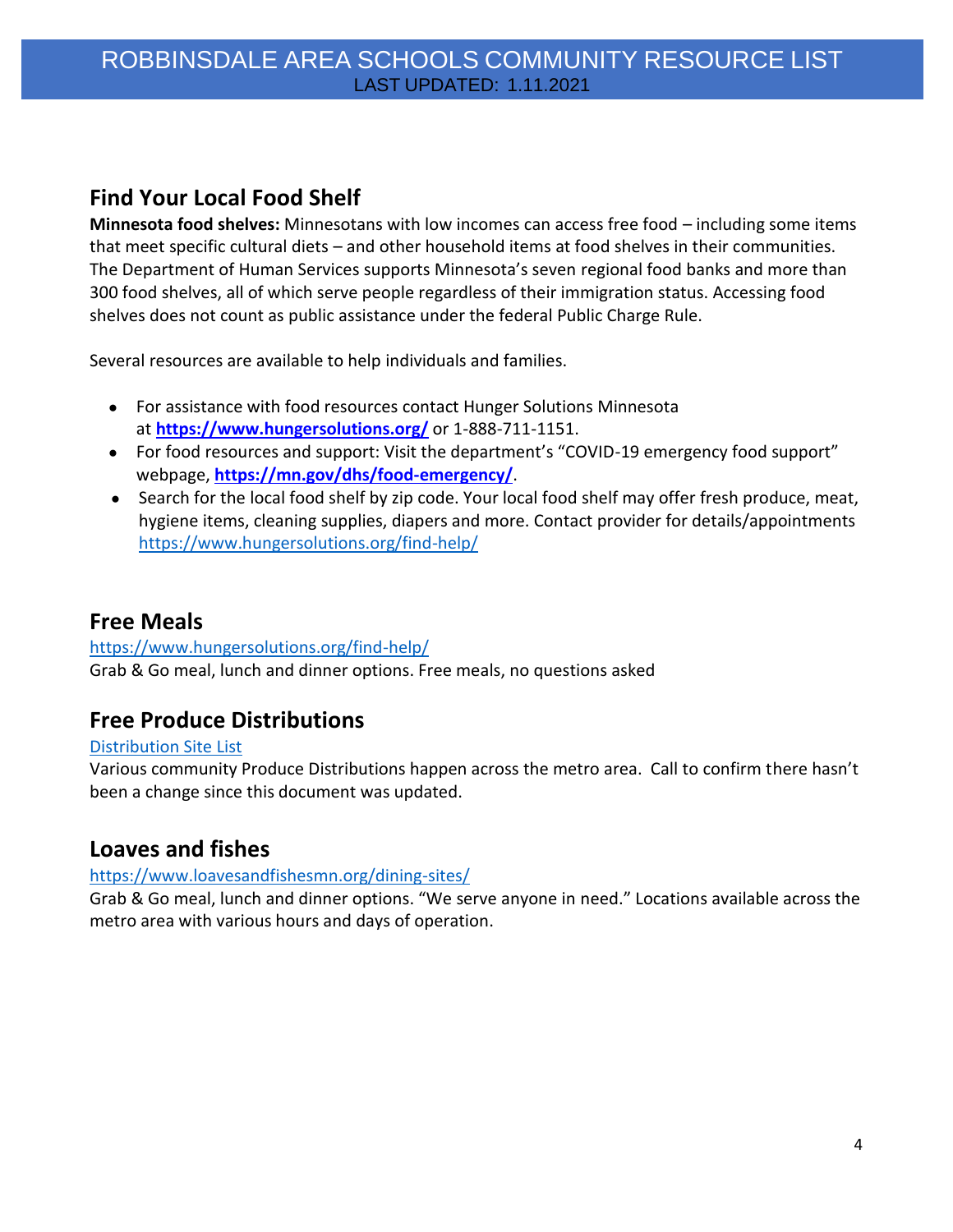ROBBINSDALE AREA SCHOOLS COMMUNITY RESOURCE LIST
LAST UPDATED: 1.11.2021

## Find Your Local Food Shelf

**Minnesota food shelves:** Minnesotans with low incomes can access free food – including some items that meet specific cultural diets – and other household items at food shelves in their communities. The Department of Human Services supports Minnesota's seven regional food banks and more than 300 food shelves, all of which serve people regardless of their immigration status. Accessing food shelves does not count as public assistance under the federal Public Charge Rule.

Several resources are available to help individuals and families.

- For assistance with food resources contact Hunger Solutions Minnesota at **https://www.hungersolutions.org/** or 1-888-711-1151.
- For food resources and support: Visit the department's "COVID-19 emergency food support" webpage, **https://mn.gov/dhs/food-emergency/**.
- Search for the local food shelf by zip code. Your local food shelf may offer fresh produce, meat, hygiene items, cleaning supplies, diapers and more. Contact provider for details/appointments https://www.hungersolutions.org/find-help/

## Free Meals

https://www.hungersolutions.org/find-help/
Grab & Go meal, lunch and dinner options. Free meals, no questions asked

## Free Produce Distributions

Distribution Site List
Various community Produce Distributions happen across the metro area. Call to confirm there hasn't been a change since this document was updated.

## Loaves and fishes

https://www.loavesandfishesmn.org/dining-sites/
Grab & Go meal, lunch and dinner options. "We serve anyone in need." Locations available across the metro area with various hours and days of operation.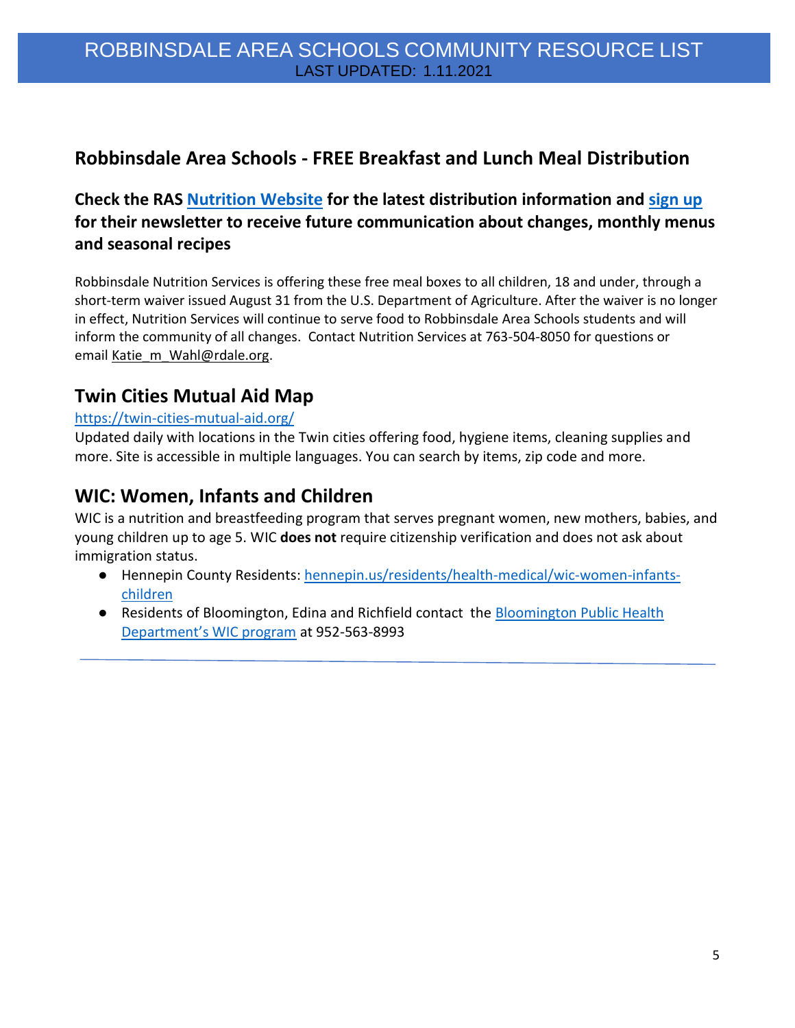## Robbinsdale Area Schools - FREE Breakfast and Lunch Meal Distribution

### Check the RAS Nutrition Website for the latest distribution information and sign up for their newsletter to receive future communication about changes, monthly menus and seasonal recipes

Robbinsdale Nutrition Services is offering these free meal boxes to all children, 18 and under, through a short-term waiver issued August 31 from the U.S. Department of Agriculture. After the waiver is no longer in effect, Nutrition Services will continue to serve food to Robbinsdale Area Schools students and will inform the community of all changes. Contact Nutrition Services at 763-504-8050 for questions or email Katie_m_Wahl@rdale.org.

## Twin Cities Mutual Aid Map

https://twin-cities-mutual-aid.org/

Updated daily with locations in the Twin cities offering food, hygiene items, cleaning supplies and more. Site is accessible in multiple languages. You can search by items, zip code and more.

## WIC: Women, Infants and Children

WIC is a nutrition and breastfeeding program that serves pregnant women, new mothers, babies, and young children up to age 5. WIC **does not** require citizenship verification and does not ask about immigration status.

- Hennepin County Residents: hennepin.us/residents/health-medical/wic-women-infants-children
- Residents of Bloomington, Edina and Richfield contact the Bloomington Public Health Department's WIC program at 952-563-8993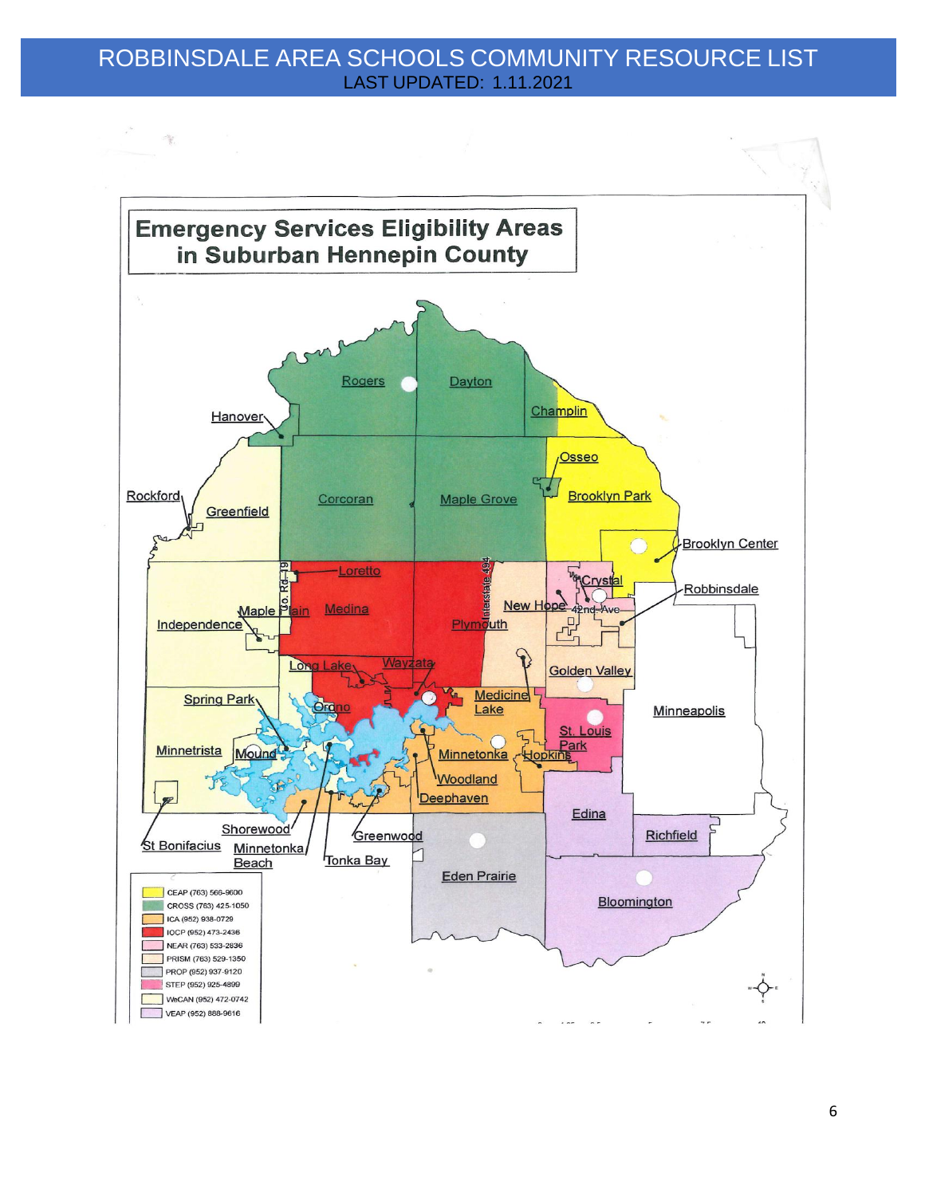# ROBBINSDALE AREA SCHOOLS COMMUNITY RESOURCE LIST

LAST UPDATED: 1.11.2021

## Emergency Services Eligibility Areas in Suburban Hennepin County

Rogers, Dayton, Hanover, Champlin, Osseo, Rockford, Greenfield, Corcoran, Maple Grove, Brooklyn Park, Brooklyn Center, Loretto, Co. Rd. 19, Interstate 494, Crystal, Robbinsdale, New Hope, 42nd Ave, Maple Plain, Medina, Independence, Plymouth, Long Lake, Wayzata, Golden Valley, Spring Park, Orono, Medicine Lake, Minneapolis, St. Louis Park, Minnetrista, Mound, Minnetonka, Hopkins, Woodland, Deephaven, Edina, Shorewood, Greenwood, Richfield, St Bonifacius, Minnetonka Beach, Tonka Bay, Eden Prairie, Bloomington

- CEAP (763) 566-9600
- CROSS (763) 425-1050
- ICA (952) 938-0729
- IOCP (952) 473-2436
- NEAR (763) 533-2836
- PRISM (763) 529-1350
- PROP (952) 937-9120
- STEP (952) 925-4899
- WeCAN (952) 472-0742
- VEAP (952) 888-9616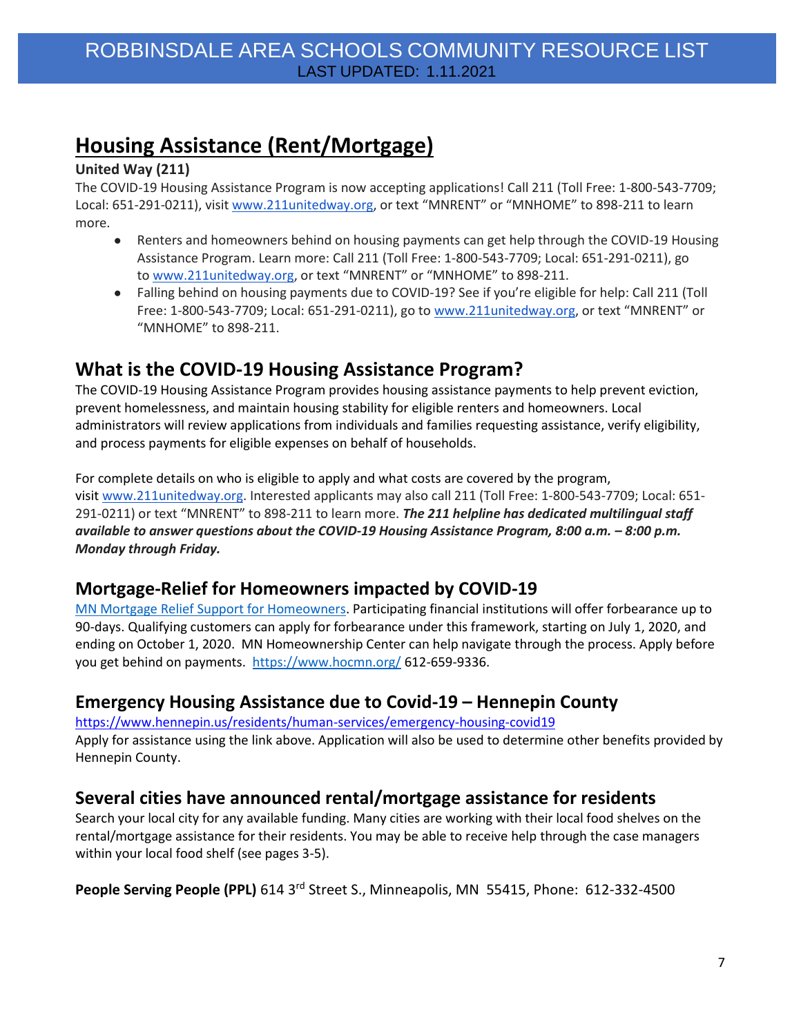# Housing Assistance (Rent/Mortgage)

**United Way (211)**

The COVID-19 Housing Assistance Program is now accepting applications! Call 211 (Toll Free: 1-800-543-7709; Local: 651-291-0211), visit www.211unitedway.org, or text "MNRENT" or "MNHOME" to 898-211 to learn more.

- Renters and homeowners behind on housing payments can get help through the COVID-19 Housing Assistance Program. Learn more: Call 211 (Toll Free: 1-800-543-7709; Local: 651-291-0211), go to www.211unitedway.org, or text "MNRENT" or "MNHOME" to 898-211.
- Falling behind on housing payments due to COVID-19? See if you're eligible for help: Call 211 (Toll Free: 1-800-543-7709; Local: 651-291-0211), go to www.211unitedway.org, or text "MNRENT" or "MNHOME" to 898-211.

## What is the COVID-19 Housing Assistance Program?

The COVID-19 Housing Assistance Program provides housing assistance payments to help prevent eviction, prevent homelessness, and maintain housing stability for eligible renters and homeowners. Local administrators will review applications from individuals and families requesting assistance, verify eligibility, and process payments for eligible expenses on behalf of households.

For complete details on who is eligible to apply and what costs are covered by the program, visit www.211unitedway.org. Interested applicants may also call 211 (Toll Free: 1-800-543-7709; Local: 651-291-0211) or text "MNRENT" to 898-211 to learn more. ***The 211 helpline has dedicated multilingual staff available to answer questions about the COVID-19 Housing Assistance Program, 8:00 a.m. – 8:00 p.m. Monday through Friday.***

### Mortgage-Relief for Homeowners impacted by COVID-19

MN Mortgage Relief Support for Homeowners. Participating financial institutions will offer forbearance up to 90-days. Qualifying customers can apply for forbearance under this framework, starting on July 1, 2020, and ending on October 1, 2020. MN Homeownership Center can help navigate through the process. Apply before you get behind on payments. https://www.hocmn.org/ 612-659-9336.

### Emergency Housing Assistance due to Covid-19 – Hennepin County

https://www.hennepin.us/residents/human-services/emergency-housing-covid19

Apply for assistance using the link above. Application will also be used to determine other benefits provided by Hennepin County.

### Several cities have announced rental/mortgage assistance for residents

Search your local city for any available funding. Many cities are working with their local food shelves on the rental/mortgage assistance for their residents. You may be able to receive help through the case managers within your local food shelf (see pages 3-5).

**People Serving People (PPL)** 614 3rd Street S., Minneapolis, MN 55415, Phone: 612-332-4500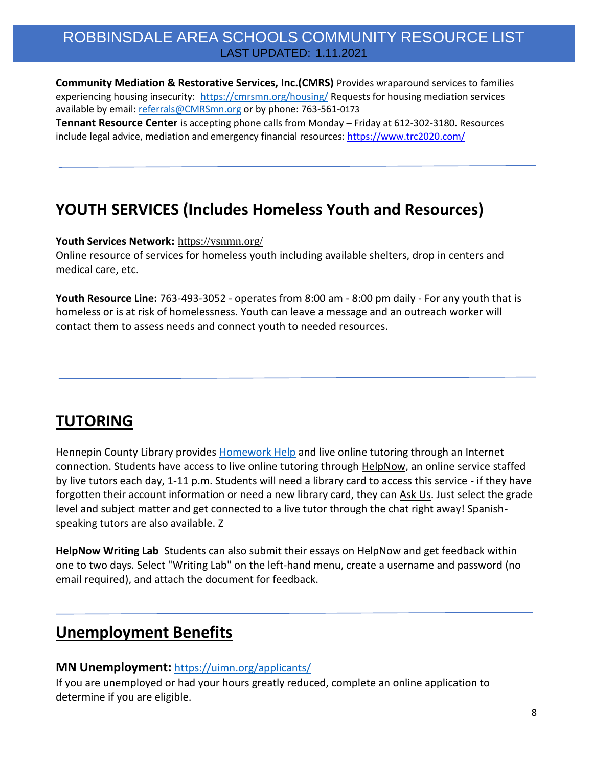**Community Mediation & Restorative Services, Inc.(CMRS)** Provides wraparound services to families experiencing housing insecurity: https://cmrsmn.org/housing/ Requests for housing mediation services available by email: referrals@CMRSmn.org or by phone: 763-561-0173

**Tennant Resource Center** is accepting phone calls from Monday – Friday at 612-302-3180. Resources include legal advice, mediation and emergency financial resources: https://www.trc2020.com/

---

## YOUTH SERVICES (Includes Homeless Youth and Resources)

**Youth Services Network:** https://ysnmn.org/

Online resource of services for homeless youth including available shelters, drop in centers and medical care, etc.

**Youth Resource Line:** 763-493-3052 - operates from 8:00 am - 8:00 pm daily - For any youth that is homeless or is at risk of homelessness. Youth can leave a message and an outreach worker will contact them to assess needs and connect youth to needed resources.

---

## TUTORING

Hennepin County Library provides Homework Help and live online tutoring through an Internet connection. Students have access to live online tutoring through HelpNow, an online service staffed by live tutors each day, 1-11 p.m. Students will need a library card to access this service - if they have forgotten their account information or need a new library card, they can Ask Us. Just select the grade level and subject matter and get connected to a live tutor through the chat right away! Spanish-speaking tutors are also available. Z

**HelpNow Writing Lab** Students can also submit their essays on HelpNow and get feedback within one to two days. Select "Writing Lab" on the left-hand menu, create a username and password (no email required), and attach the document for feedback.

---

## Unemployment Benefits

### MN Unemployment: https://uimn.org/applicants/

If you are unemployed or had your hours greatly reduced, complete an online application to determine if you are eligible.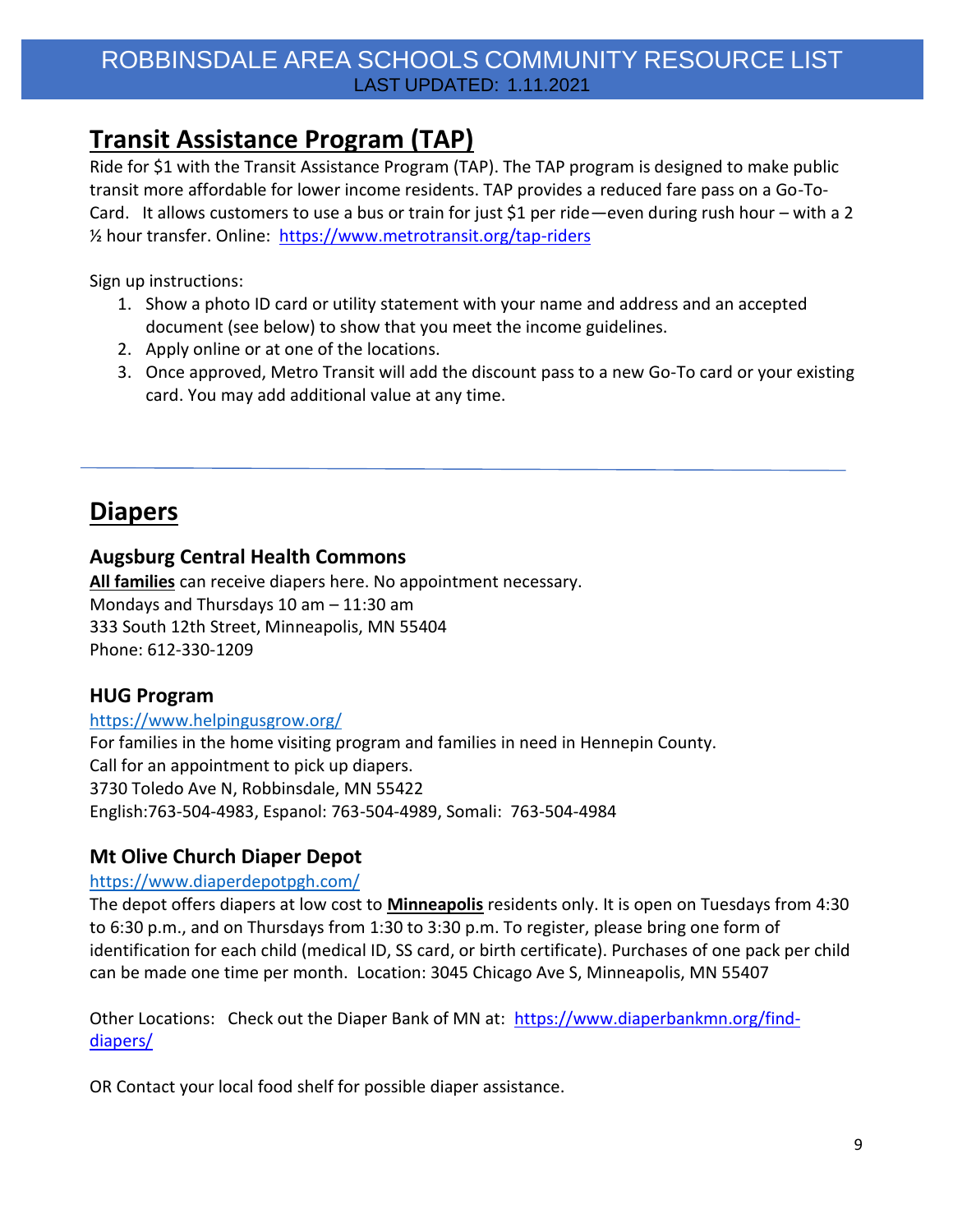## Transit Assistance Program (TAP)

Ride for $1 with the Transit Assistance Program (TAP). The TAP program is designed to make public transit more affordable for lower income residents. TAP provides a reduced fare pass on a Go-To-Card. It allows customers to use a bus or train for just $1 per ride—even during rush hour – with a 2 ½ hour transfer. Online: https://www.metrotransit.org/tap-riders

Sign up instructions:

1. Show a photo ID card or utility statement with your name and address and an accepted document (see below) to show that you meet the income guidelines.
2. Apply online or at one of the locations.
3. Once approved, Metro Transit will add the discount pass to a new Go-To card or your existing card. You may add additional value at any time.

---

## Diapers

### Augsburg Central Health Commons

**All families** can receive diapers here. No appointment necessary.
Mondays and Thursdays 10 am – 11:30 am
333 South 12th Street, Minneapolis, MN 55404
Phone: 612-330-1209

### HUG Program

https://www.helpingusgrow.org/
For families in the home visiting program and families in need in Hennepin County.
Call for an appointment to pick up diapers.
3730 Toledo Ave N, Robbinsdale, MN 55422
English:763-504-4983, Espanol: 763-504-4989, Somali: 763-504-4984

### Mt Olive Church Diaper Depot

https://www.diaperdepotpgh.com/
The depot offers diapers at low cost to **Minneapolis** residents only. It is open on Tuesdays from 4:30 to 6:30 p.m., and on Thursdays from 1:30 to 3:30 p.m. To register, please bring one form of identification for each child (medical ID, SS card, or birth certificate). Purchases of one pack per child can be made one time per month. Location: 3045 Chicago Ave S, Minneapolis, MN 55407

Other Locations: Check out the Diaper Bank of MN at: https://www.diaperbankmn.org/find-diapers/

OR Contact your local food shelf for possible diaper assistance.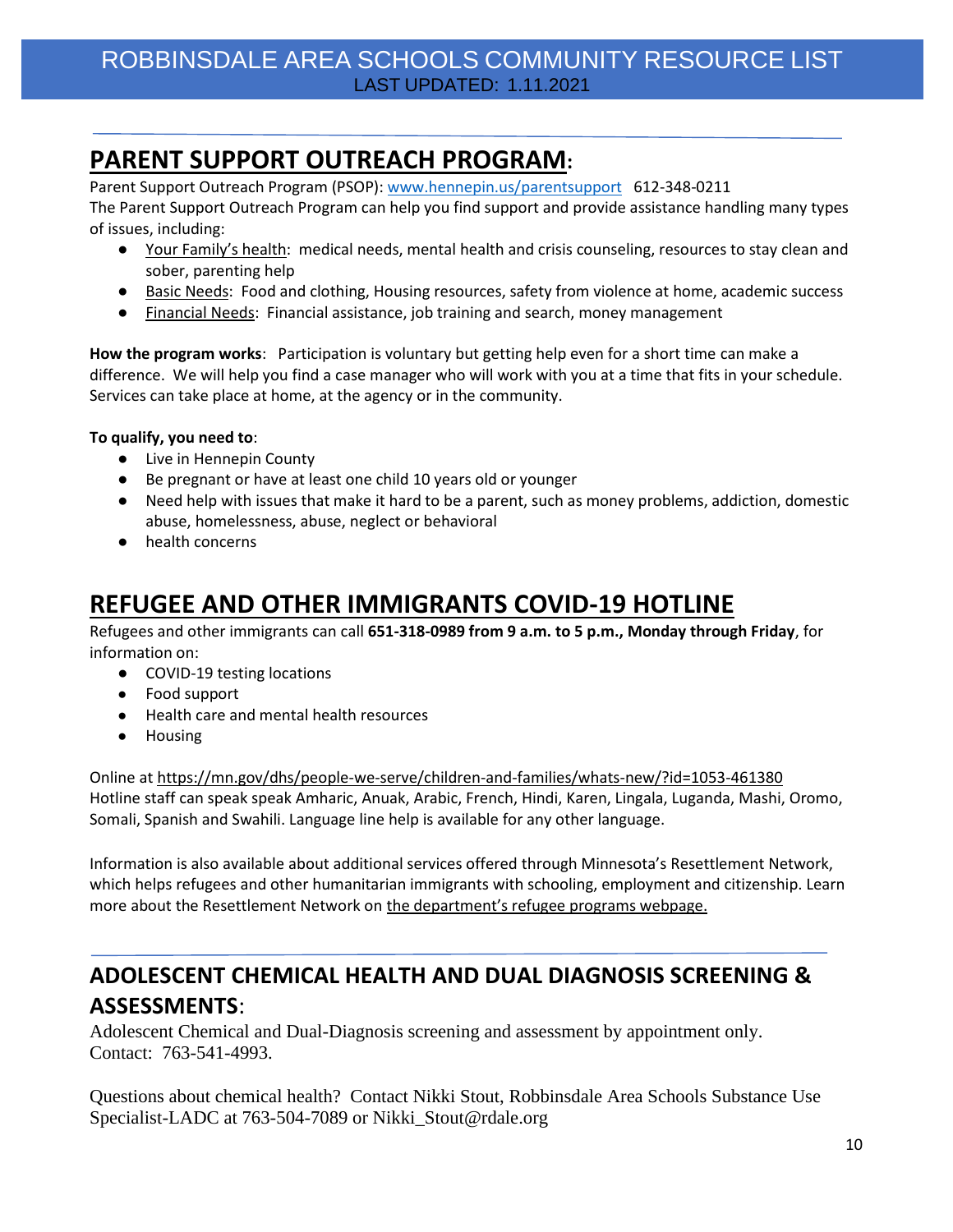# PARENT SUPPORT OUTREACH PROGRAM:

Parent Support Outreach Program (PSOP): www.hennepin.us/parentsupport 612-348-0211

The Parent Support Outreach Program can help you find support and provide assistance handling many types of issues, including:

- Your Family's health: medical needs, mental health and crisis counseling, resources to stay clean and sober, parenting help
- Basic Needs: Food and clothing, Housing resources, safety from violence at home, academic success
- Financial Needs: Financial assistance, job training and search, money management

**How the program works**: Participation is voluntary but getting help even for a short time can make a difference. We will help you find a case manager who will work with you at a time that fits in your schedule. Services can take place at home, at the agency or in the community.

**To qualify, you need to**:

- Live in Hennepin County
- Be pregnant or have at least one child 10 years old or younger
- Need help with issues that make it hard to be a parent, such as money problems, addiction, domestic abuse, homelessness, abuse, neglect or behavioral
- health concerns

# REFUGEE AND OTHER IMMIGRANTS COVID-19 HOTLINE

Refugees and other immigrants can call **651-318-0989 from 9 a.m. to 5 p.m., Monday through Friday**, for information on:

- COVID-19 testing locations
- Food support
- Health care and mental health resources
- Housing

Online at https://mn.gov/dhs/people-we-serve/children-and-families/whats-new/?id=1053-461380
Hotline staff can speak speak Amharic, Anuak, Arabic, French, Hindi, Karen, Lingala, Luganda, Mashi, Oromo, Somali, Spanish and Swahili. Language line help is available for any other language.

Information is also available about additional services offered through Minnesota's Resettlement Network, which helps refugees and other humanitarian immigrants with schooling, employment and citizenship. Learn more about the Resettlement Network on the department's refugee programs webpage.

## ADOLESCENT CHEMICAL HEALTH AND DUAL DIAGNOSIS SCREENING & ASSESSMENTS:

Adolescent Chemical and Dual-Diagnosis screening and assessment by appointment only.
Contact: 763-541-4993.

Questions about chemical health? Contact Nikki Stout, Robbinsdale Area Schools Substance Use Specialist-LADC at 763-504-7089 or Nikki_Stout@rdale.org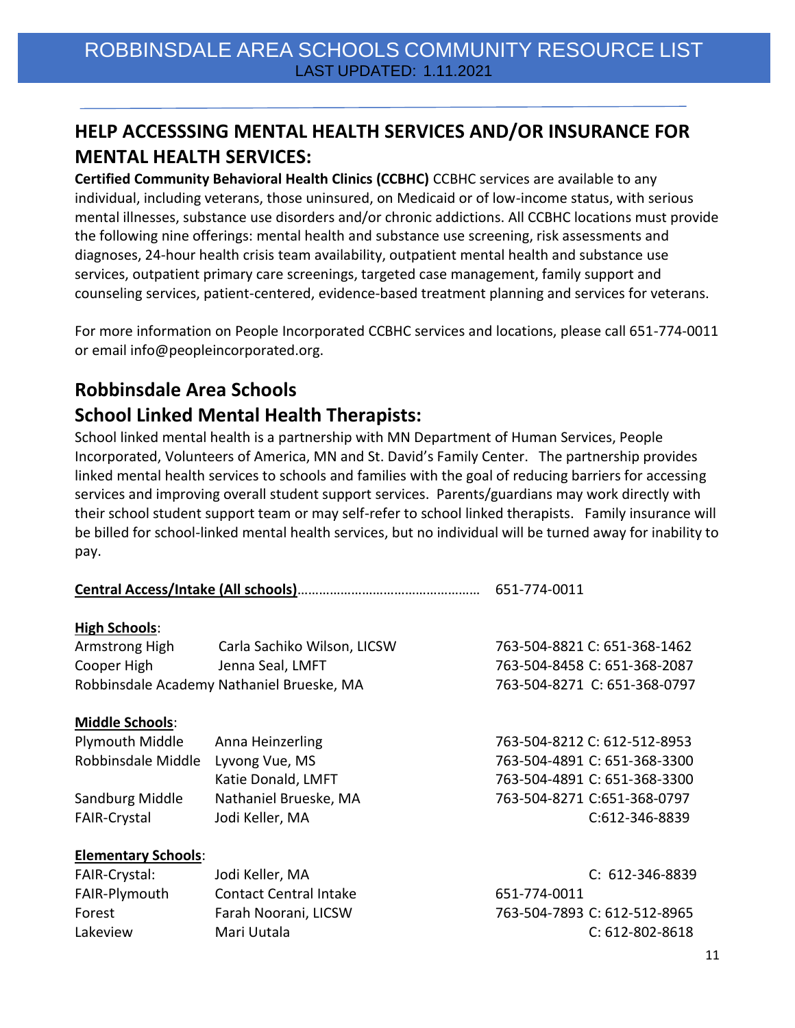# ROBBINSDALE AREA SCHOOLS COMMUNITY RESOURCE LIST

LAST UPDATED: 1.11.2021

## HELP ACCESSSING MENTAL HEALTH SERVICES AND/OR INSURANCE FOR MENTAL HEALTH SERVICES:

**Certified Community Behavioral Health Clinics (CCBHC)** CCBHC services are available to any individual, including veterans, those uninsured, on Medicaid or of low-income status, with serious mental illnesses, substance use disorders and/or chronic addictions. All CCBHC locations must provide the following nine offerings: mental health and substance use screening, risk assessments and diagnoses, 24-hour health crisis team availability, outpatient mental health and substance use services, outpatient primary care screenings, targeted case management, family support and counseling services, patient-centered, evidence-based treatment planning and services for veterans.

For more information on People Incorporated CCBHC services and locations, please call 651-774-0011 or email info@peopleincorporated.org.

## Robbinsdale Area Schools School Linked Mental Health Therapists:

School linked mental health is a partnership with MN Department of Human Services, People Incorporated, Volunteers of America, MN and St. David's Family Center. The partnership provides linked mental health services to schools and families with the goal of reducing barriers for accessing services and improving overall student support services. Parents/guardians may work directly with their school student support team or may self-refer to school linked therapists. Family insurance will be billed for school-linked mental health services, but no individual will be turned away for inability to pay.

**Central Access/Intake (All schools)**............................................. 651-774-0011

**High Schools**:

| School | Therapist | Phone |
|---|---|---|
| Armstrong High | Carla Sachiko Wilson, LICSW | 763-504-8821 C: 651-368-1462 |
| Cooper High | Jenna Seal, LMFT | 763-504-8458 C: 651-368-2087 |
| Robbinsdale Academy | Nathaniel Brueske, MA | 763-504-8271 C: 651-368-0797 |

**Middle Schools**:

| School | Therapist | Phone |
|---|---|---|
| Plymouth Middle | Anna Heinzerling | 763-504-8212 C: 612-512-8953 |
| Robbinsdale Middle | Lyvong Vue, MS | 763-504-4891 C: 651-368-3300 |
| | Katie Donald, LMFT | 763-504-4891 C: 651-368-3300 |
| Sandburg Middle | Nathaniel Brueske, MA | 763-504-8271 C:651-368-0797 |
| FAIR-Crystal | Jodi Keller, MA | C:612-346-8839 |

**Elementary Schools**:

| School | Therapist | Phone |
|---|---|---|
| FAIR-Crystal: | Jodi Keller, MA | C: 612-346-8839 |
| FAIR-Plymouth | Contact Central Intake | 651-774-0011 |
| Forest | Farah Noorani, LICSW | 763-504-7893 C: 612-512-8965 |
| Lakeview | Mari Uutala | C: 612-802-8618 |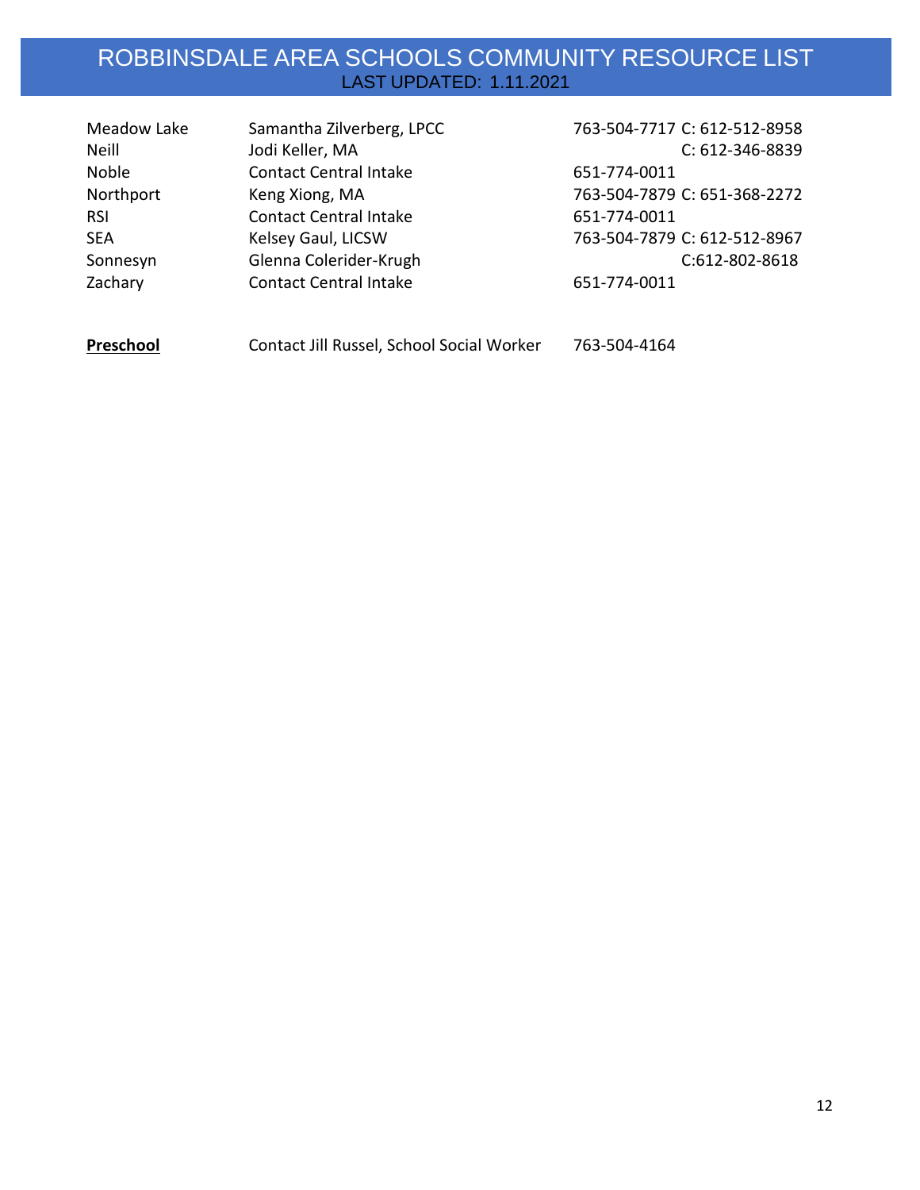# ROBBINSDALE AREA SCHOOLS COMMUNITY RESOURCE LIST

LAST UPDATED: 1.11.2021

| | | | |
|---|---|---|---|
| Meadow Lake | Samantha Zilverberg, LPCC | 763-504-7717 | C: 612-512-8958 |
| Neill | Jodi Keller, MA | | C: 612-346-8839 |
| Noble | Contact Central Intake | 651-774-0011 | |
| Northport | Keng Xiong, MA | 763-504-7879 | C: 651-368-2272 |
| RSI | Contact Central Intake | 651-774-0011 | |
| SEA | Kelsey Gaul, LICSW | 763-504-7879 | C: 612-512-8967 |
| Sonnesyn | Glenna Colerider-Krugh | | C:612-802-8618 |
| Zachary | Contact Central Intake | 651-774-0011 | |

**Preschool** Contact Jill Russel, School Social Worker 763-504-4164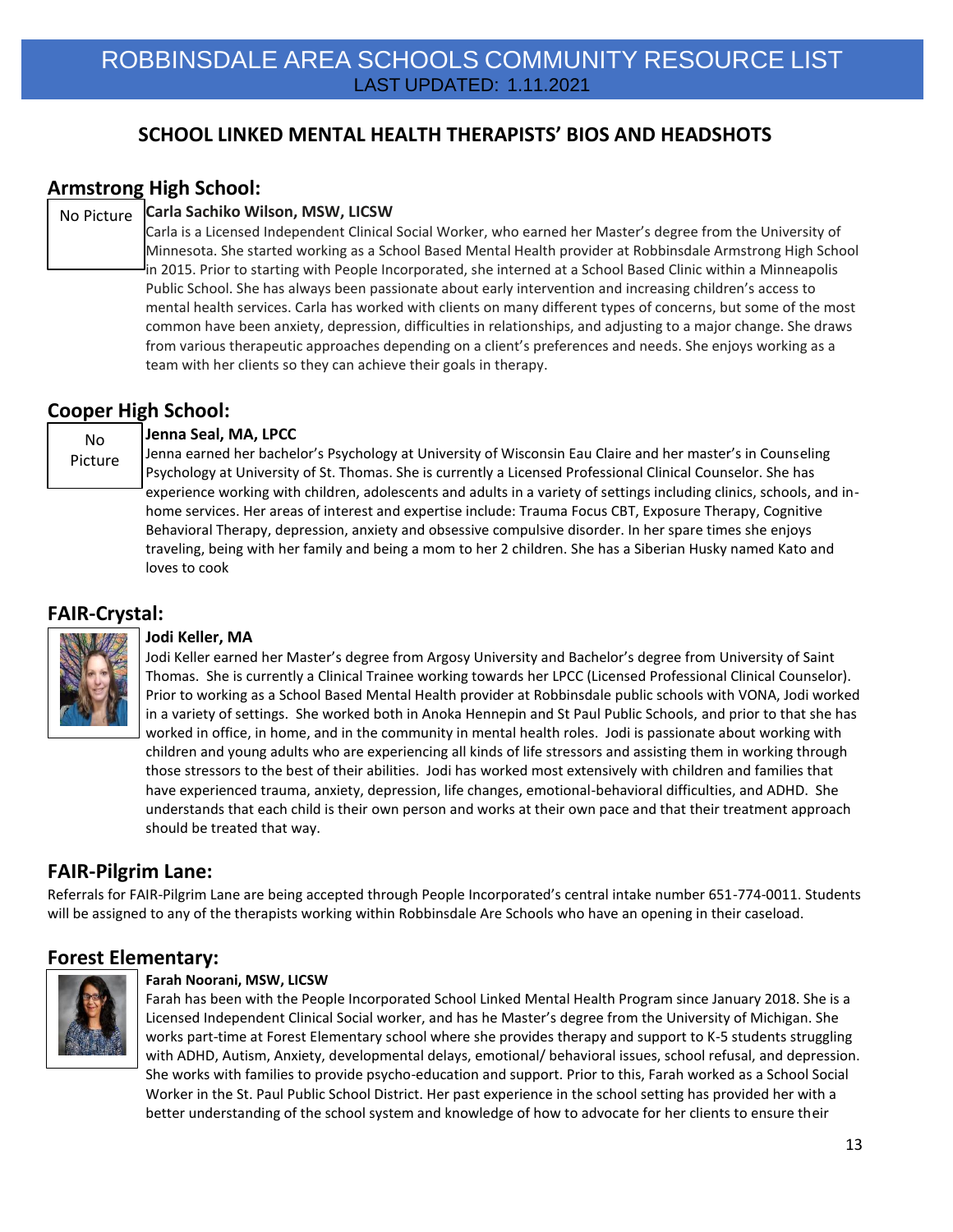# ROBBINSDALE AREA SCHOOLS COMMUNITY RESOURCE LIST

LAST UPDATED: 1.11.2021

## SCHOOL LINKED MENTAL HEALTH THERAPISTS' BIOS AND HEADSHOTS

### Armstrong High School:

No Picture

**Carla Sachiko Wilson, MSW, LICSW**

Carla is a Licensed Independent Clinical Social Worker, who earned her Master's degree from the University of Minnesota. She started working as a School Based Mental Health provider at Robbinsdale Armstrong High School in 2015. Prior to starting with People Incorporated, she interned at a School Based Clinic within a Minneapolis Public School. She has always been passionate about early intervention and increasing children's access to mental health services. Carla has worked with clients on many different types of concerns, but some of the most common have been anxiety, depression, difficulties in relationships, and adjusting to a major change. She draws from various therapeutic approaches depending on a client's preferences and needs. She enjoys working as a team with her clients so they can achieve their goals in therapy.

### Cooper High School:

No Picture

**Jenna Seal, MA, LPCC**

Jenna earned her bachelor's Psychology at University of Wisconsin Eau Claire and her master's in Counseling Psychology at University of St. Thomas. She is currently a Licensed Professional Clinical Counselor. She has experience working with children, adolescents and adults in a variety of settings including clinics, schools, and in-home services. Her areas of interest and expertise include: Trauma Focus CBT, Exposure Therapy, Cognitive Behavioral Therapy, depression, anxiety and obsessive compulsive disorder. In her spare times she enjoys traveling, being with her family and being a mom to her 2 children. She has a Siberian Husky named Kato and loves to cook

### FAIR-Crystal:

**Jodi Keller, MA**

Jodi Keller earned her Master's degree from Argosy University and Bachelor's degree from University of Saint Thomas. She is currently a Clinical Trainee working towards her LPCC (Licensed Professional Clinical Counselor). Prior to working as a School Based Mental Health provider at Robbinsdale public schools with VONA, Jodi worked in a variety of settings. She worked both in Anoka Hennepin and St Paul Public Schools, and prior to that she has worked in office, in home, and in the community in mental health roles. Jodi is passionate about working with children and young adults who are experiencing all kinds of life stressors and assisting them in working through those stressors to the best of their abilities. Jodi has worked most extensively with children and families that have experienced trauma, anxiety, depression, life changes, emotional-behavioral difficulties, and ADHD. She understands that each child is their own person and works at their own pace and that their treatment approach should be treated that way.

### FAIR-Pilgrim Lane:

Referrals for FAIR-Pilgrim Lane are being accepted through People Incorporated's central intake number 651-774-0011. Students will be assigned to any of the therapists working within Robbinsdale Are Schools who have an opening in their caseload.

### Forest Elementary:

**Farah Noorani, MSW, LICSW**

Farah has been with the People Incorporated School Linked Mental Health Program since January 2018. She is a Licensed Independent Clinical Social worker, and has he Master's degree from the University of Michigan. She works part-time at Forest Elementary school where she provides therapy and support to K-5 students struggling with ADHD, Autism, Anxiety, developmental delays, emotional/ behavioral issues, school refusal, and depression. She works with families to provide psycho-education and support. Prior to this, Farah worked as a School Social Worker in the St. Paul Public School District. Her past experience in the school setting has provided her with a better understanding of the school system and knowledge of how to advocate for her clients to ensure their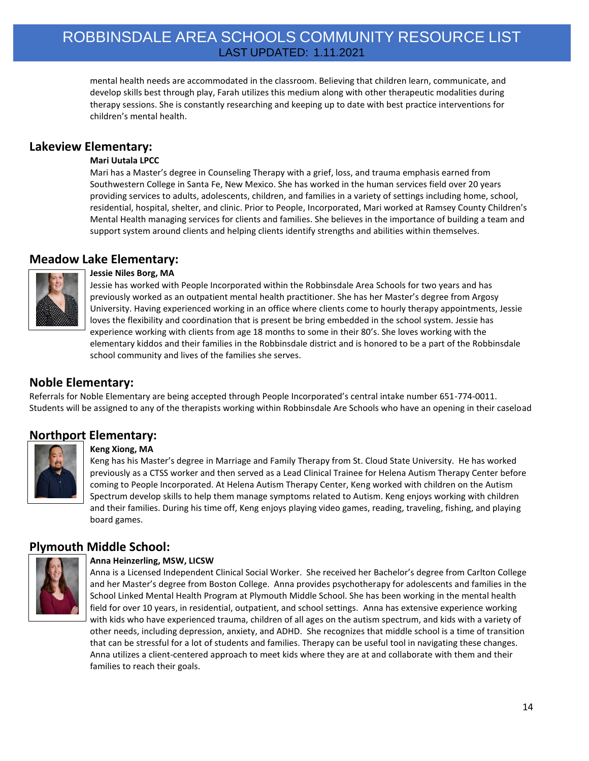mental health needs are accommodated in the classroom. Believing that children learn, communicate, and develop skills best through play, Farah utilizes this medium along with other therapeutic modalities during therapy sessions. She is constantly researching and keeping up to date with best practice interventions for children's mental health.

## Lakeview Elementary:

**Mari Uutala LPCC**

Mari has a Master's degree in Counseling Therapy with a grief, loss, and trauma emphasis earned from Southwestern College in Santa Fe, New Mexico. She has worked in the human services field over 20 years providing services to adults, adolescents, children, and families in a variety of settings including home, school, residential, hospital, shelter, and clinic. Prior to People, Incorporated, Mari worked at Ramsey County Children's Mental Health managing services for clients and families. She believes in the importance of building a team and support system around clients and helping clients identify strengths and abilities within themselves.

## Meadow Lake Elementary:

**Jessie Niles Borg, MA**

Jessie has worked with People Incorporated within the Robbinsdale Area Schools for two years and has previously worked as an outpatient mental health practitioner. She has her Master's degree from Argosy University. Having experienced working in an office where clients come to hourly therapy appointments, Jessie loves the flexibility and coordination that is present be bring embedded in the school system. Jessie has experience working with clients from age 18 months to some in their 80's. She loves working with the elementary kiddos and their families in the Robbinsdale district and is honored to be a part of the Robbinsdale school community and lives of the families she serves.

## Noble Elementary:

Referrals for Noble Elementary are being accepted through People Incorporated's central intake number 651-774-0011. Students will be assigned to any of the therapists working within Robbinsdale Are Schools who have an opening in their caseload

## Northport Elementary:

**Keng Xiong, MA**

Keng has his Master's degree in Marriage and Family Therapy from St. Cloud State University. He has worked previously as a CTSS worker and then served as a Lead Clinical Trainee for Helena Autism Therapy Center before coming to People Incorporated. At Helena Autism Therapy Center, Keng worked with children on the Autism Spectrum develop skills to help them manage symptoms related to Autism. Keng enjoys working with children and their families. During his time off, Keng enjoys playing video games, reading, traveling, fishing, and playing board games.

## Plymouth Middle School:

**Anna Heinzerling, MSW, LICSW**

Anna is a Licensed Independent Clinical Social Worker. She received her Bachelor's degree from Carlton College and her Master's degree from Boston College. Anna provides psychotherapy for adolescents and families in the School Linked Mental Health Program at Plymouth Middle School. She has been working in the mental health field for over 10 years, in residential, outpatient, and school settings. Anna has extensive experience working with kids who have experienced trauma, children of all ages on the autism spectrum, and kids with a variety of other needs, including depression, anxiety, and ADHD. She recognizes that middle school is a time of transition that can be stressful for a lot of students and families. Therapy can be useful tool in navigating these changes. Anna utilizes a client-centered approach to meet kids where they are at and collaborate with them and their families to reach their goals.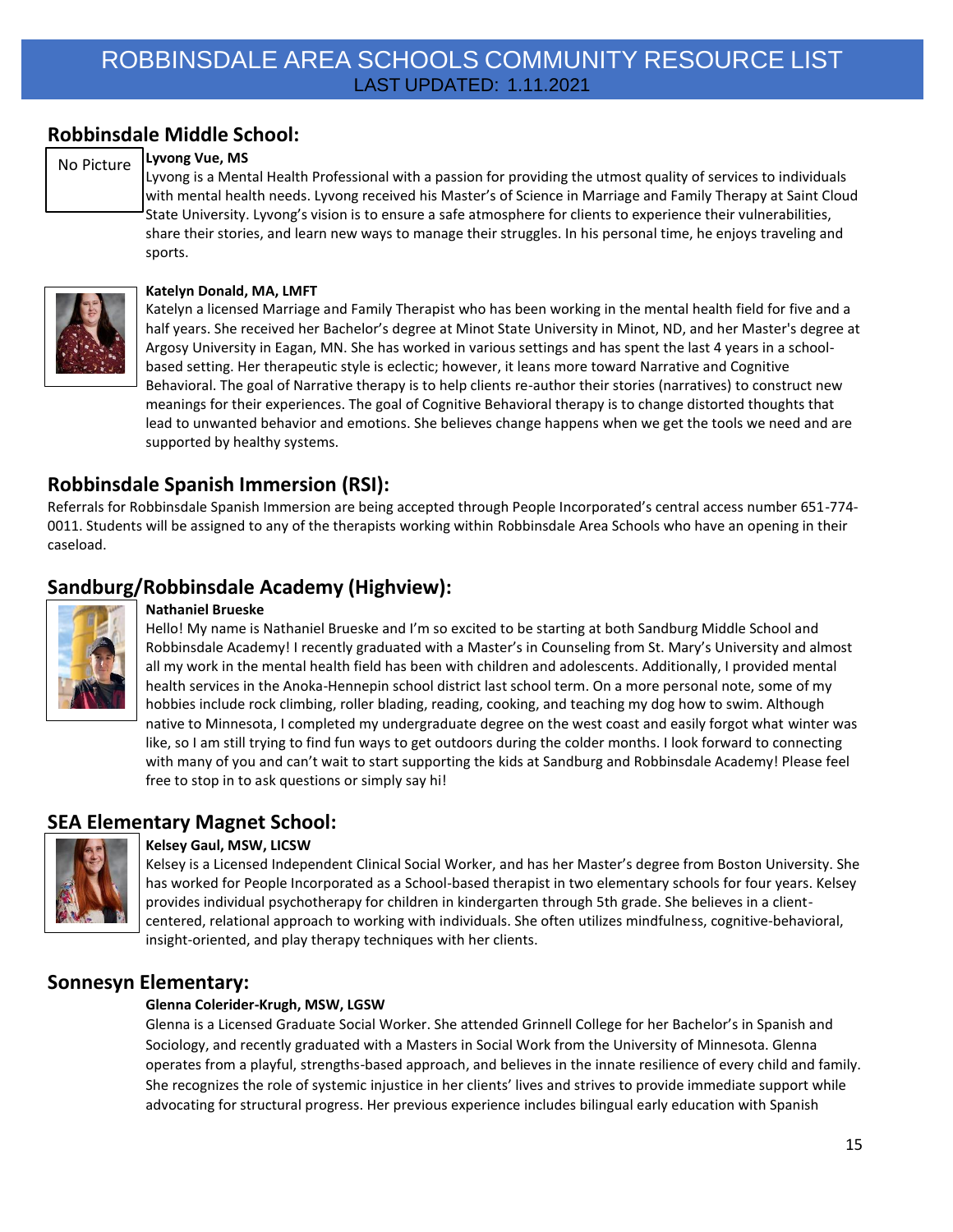## Robbinsdale Middle School:

No Picture

**Lyvong Vue, MS**
Lyvong is a Mental Health Professional with a passion for providing the utmost quality of services to individuals with mental health needs. Lyvong received his Master's of Science in Marriage and Family Therapy at Saint Cloud State University. Lyvong's vision is to ensure a safe atmosphere for clients to experience their vulnerabilities, share their stories, and learn new ways to manage their struggles. In his personal time, he enjoys traveling and sports.

**Katelyn Donald, MA, LMFT**
Katelyn a licensed Marriage and Family Therapist who has been working in the mental health field for five and a half years. She received her Bachelor's degree at Minot State University in Minot, ND, and her Master's degree at Argosy University in Eagan, MN. She has worked in various settings and has spent the last 4 years in a school-based setting. Her therapeutic style is eclectic; however, it leans more toward Narrative and Cognitive Behavioral. The goal of Narrative therapy is to help clients re-author their stories (narratives) to construct new meanings for their experiences. The goal of Cognitive Behavioral therapy is to change distorted thoughts that lead to unwanted behavior and emotions. She believes change happens when we get the tools we need and are supported by healthy systems.

## Robbinsdale Spanish Immersion (RSI):

Referrals for Robbinsdale Spanish Immersion are being accepted through People Incorporated's central access number 651-774-0011. Students will be assigned to any of the therapists working within Robbinsdale Area Schools who have an opening in their caseload.

## Sandburg/Robbinsdale Academy (Highview):

**Nathaniel Brueske**
Hello! My name is Nathaniel Brueske and I'm so excited to be starting at both Sandburg Middle School and Robbinsdale Academy! I recently graduated with a Master's in Counseling from St. Mary's University and almost all my work in the mental health field has been with children and adolescents. Additionally, I provided mental health services in the Anoka-Hennepin school district last school term. On a more personal note, some of my hobbies include rock climbing, roller blading, reading, cooking, and teaching my dog how to swim. Although native to Minnesota, I completed my undergraduate degree on the west coast and easily forgot what winter was like, so I am still trying to find fun ways to get outdoors during the colder months. I look forward to connecting with many of you and can't wait to start supporting the kids at Sandburg and Robbinsdale Academy! Please feel free to stop in to ask questions or simply say hi!

## SEA Elementary Magnet School:

**Kelsey Gaul, MSW, LICSW**
Kelsey is a Licensed Independent Clinical Social Worker, and has her Master's degree from Boston University. She has worked for People Incorporated as a School-based therapist in two elementary schools for four years. Kelsey provides individual psychotherapy for children in kindergarten through 5th grade. She believes in a client-centered, relational approach to working with individuals. She often utilizes mindfulness, cognitive-behavioral, insight-oriented, and play therapy techniques with her clients.

## Sonnesyn Elementary:

**Glenna Colerider-Krugh, MSW, LGSW**
Glenna is a Licensed Graduate Social Worker. She attended Grinnell College for her Bachelor's in Spanish and Sociology, and recently graduated with a Masters in Social Work from the University of Minnesota. Glenna operates from a playful, strengths-based approach, and believes in the innate resilience of every child and family. She recognizes the role of systemic injustice in her clients' lives and strives to provide immediate support while advocating for structural progress. Her previous experience includes bilingual early education with Spanish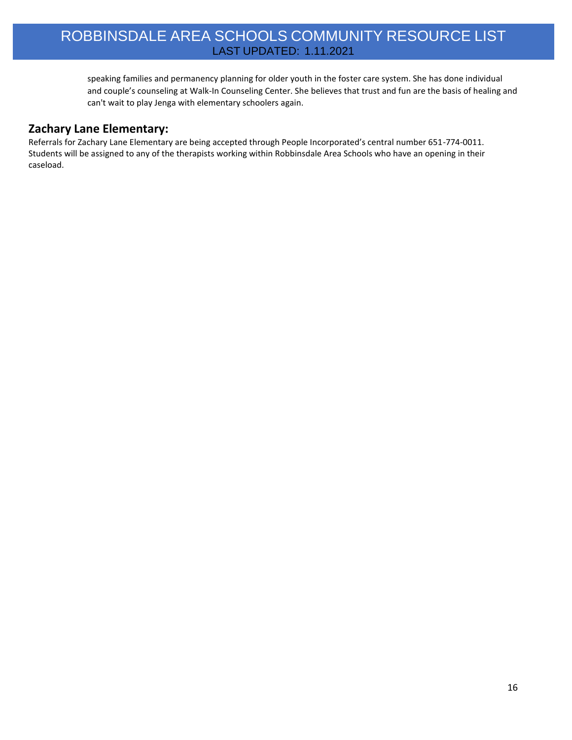speaking families and permanency planning for older youth in the foster care system. She has done individual and couple's counseling at Walk-In Counseling Center. She believes that trust and fun are the basis of healing and can't wait to play Jenga with elementary schoolers again.

## Zachary Lane Elementary:

Referrals for Zachary Lane Elementary are being accepted through People Incorporated's central number 651-774-0011. Students will be assigned to any of the therapists working within Robbinsdale Area Schools who have an opening in their caseload.